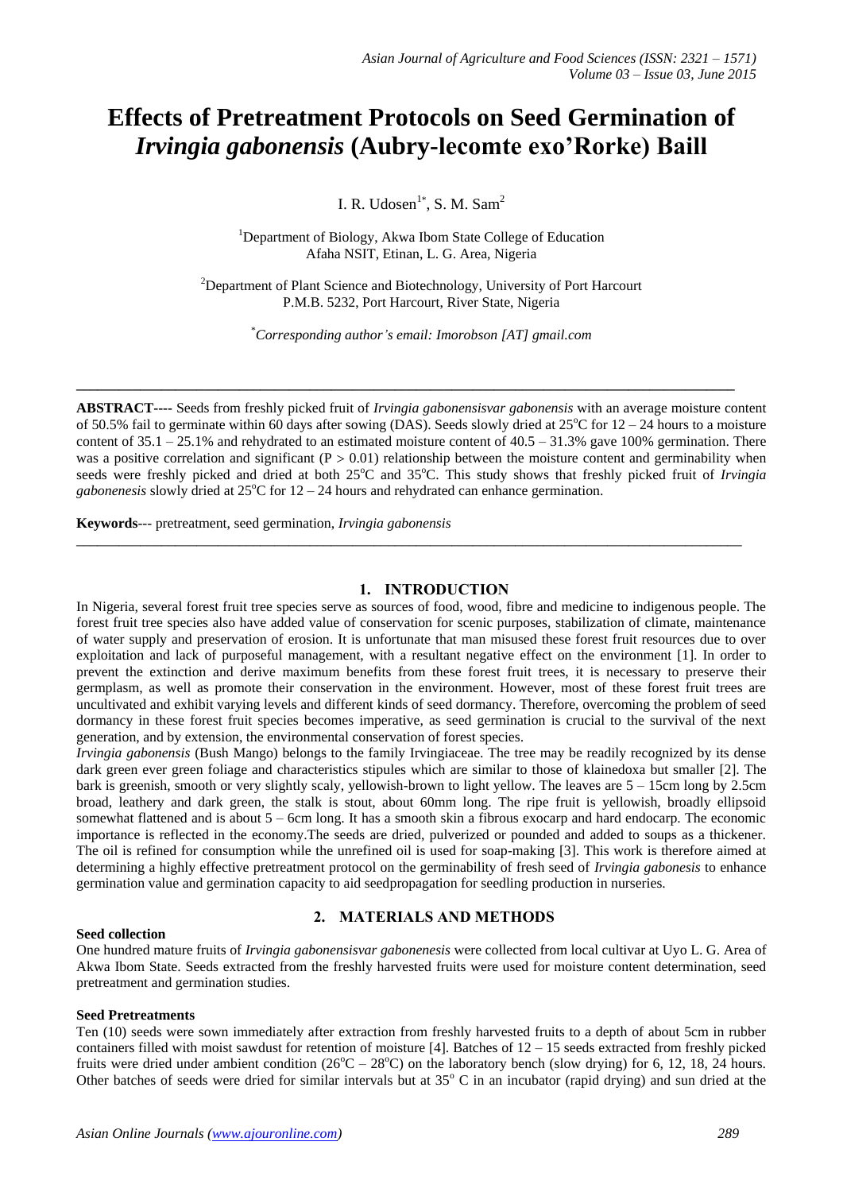# Effects of Pretreatment Protocols on Seed Germination of *Irvingia gabonensis* (Aubry-lecomte exo'Rorke) Baill

I. R. Udosen[1*], S. M. Sam[2]

[1]Department of Biology, Akwa Ibom State College of Education
Afaha NSIT, Etinan, L. G. Area, Nigeria

[2]Department of Plant Science and Biotechnology, University of Port Harcourt
P.M.B. 5232, Port Harcourt, River State, Nigeria

[*]*Corresponding author's email: Imorobson [AT] gmail.com*

---

**ABSTRACT----** Seeds from freshly picked fruit of *Irvingia gabonensisvar gabonensis* with an average moisture content of 50.5% fail to germinate within 60 days after sowing (DAS). Seeds slowly dried at 25°C for 12 – 24 hours to a moisture content of 35.1 – 25.1% and rehydrated to an estimated moisture content of 40.5 – 31.3% gave 100% germination. There was a positive correlation and significant ($P > 0.01$) relationship between the moisture content and germinability when seeds were freshly picked and dried at both 25°C and 35°C. This study shows that freshly picked fruit of *Irvingia gabonenesis* slowly dried at 25°C for 12 – 24 hours and rehydrated can enhance germination.

**Keywords**--- pretreatment, seed germination, *Irvingia gabonensis*

---

## 1. INTRODUCTION

In Nigeria, several forest fruit tree species serve as sources of food, wood, fibre and medicine to indigenous people. The forest fruit tree species also have added value of conservation for scenic purposes, stabilization of climate, maintenance of water supply and preservation of erosion. It is unfortunate that man misused these forest fruit resources due to over exploitation and lack of purposeful management, with a resultant negative effect on the environment [1]. In order to prevent the extinction and derive maximum benefits from these forest fruit trees, it is necessary to preserve their germplasm, as well as promote their conservation in the environment. However, most of these forest fruit trees are uncultivated and exhibit varying levels and different kinds of seed dormancy. Therefore, overcoming the problem of seed dormancy in these forest fruit species becomes imperative, as seed germination is crucial to the survival of the next generation, and by extension, the environmental conservation of forest species.

*Irvingia gabonensis* (Bush Mango) belongs to the family Irvingiaceae. The tree may be readily recognized by its dense dark green ever green foliage and characteristics stipules which are similar to those of klainedoxa but smaller [2]. The bark is greenish, smooth or very slightly scaly, yellowish-brown to light yellow. The leaves are 5 – 15cm long by 2.5cm broad, leathery and dark green, the stalk is stout, about 60mm long. The ripe fruit is yellowish, broadly ellipsoid somewhat flattened and is about 5 – 6cm long. It has a smooth skin a fibrous exocarp and hard endocarp. The economic importance is reflected in the economy.The seeds are dried, pulverized or pounded and added to soups as a thickener. The oil is refined for consumption while the unrefined oil is used for soap-making [3]. This work is therefore aimed at determining a highly effective pretreatment protocol on the germinability of fresh seed of *Irvingia gabonesis* to enhance germination value and germination capacity to aid seedpropagation for seedling production in nurseries.

## 2. MATERIALS AND METHODS

**Seed collection**

One hundred mature fruits of *Irvingia gabonensisvar gabonenesis* were collected from local cultivar at Uyo L. G. Area of Akwa Ibom State. Seeds extracted from the freshly harvested fruits were used for moisture content determination, seed pretreatment and germination studies.

**Seed Pretreatments**

Ten (10) seeds were sown immediately after extraction from freshly harvested fruits to a depth of about 5cm in rubber containers filled with moist sawdust for retention of moisture [4]. Batches of 12 – 15 seeds extracted from freshly picked fruits were dried under ambient condition (26°C – 28°C) on the laboratory bench (slow drying) for 6, 12, 18, 24 hours. Other batches of seeds were dried for similar intervals but at 35° C in an incubator (rapid drying) and sun dried at the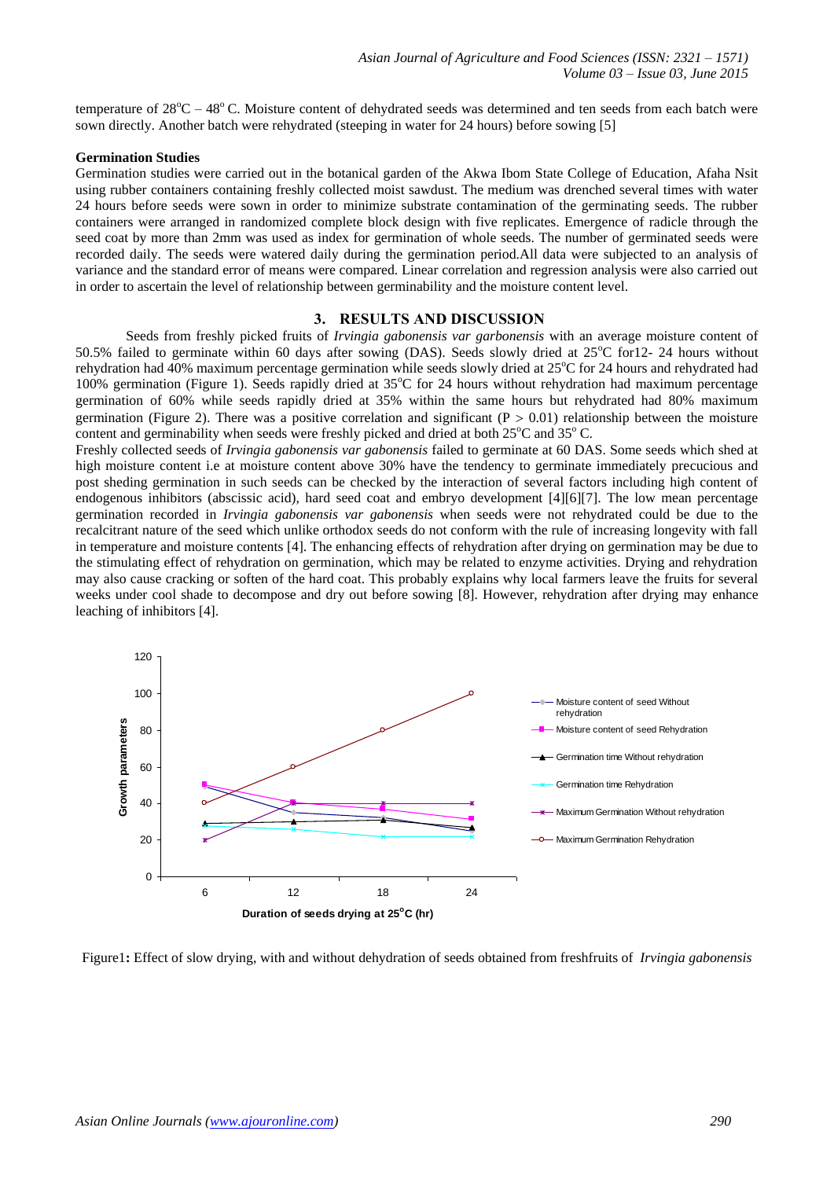temperature of 28°C – 48° C. Moisture content of dehydrated seeds was determined and ten seeds from each batch were sown directly. Another batch were rehydrated (steeping in water for 24 hours) before sowing [5]

**Germination Studies**

Germination studies were carried out in the botanical garden of the Akwa Ibom State College of Education, Afaha Nsit using rubber containers containing freshly collected moist sawdust. The medium was drenched several times with water 24 hours before seeds were sown in order to minimize substrate contamination of the germinating seeds. The rubber containers were arranged in randomized complete block design with five replicates. Emergence of radicle through the seed coat by more than 2mm was used as index for germination of whole seeds. The number of germinated seeds were recorded daily. The seeds were watered daily during the germination period.All data were subjected to an analysis of variance and the standard error of means were compared. Linear correlation and regression analysis were also carried out in order to ascertain the level of relationship between germinability and the moisture content level.

## 3. RESULTS AND DISCUSSION

Seeds from freshly picked fruits of *Irvingia gabonensis var garbonensis* with an average moisture content of 50.5% failed to germinate within 60 days after sowing (DAS). Seeds slowly dried at 25°C for12- 24 hours without rehydration had 40% maximum percentage germination while seeds slowly dried at 25°C for 24 hours and rehydrated had 100% germination (Figure 1). Seeds rapidly dried at 35°C for 24 hours without rehydration had maximum percentage germination of 60% while seeds rapidly dried at 35% within the same hours but rehydrated had 80% maximum germination (Figure 2). There was a positive correlation and significant ($P > 0.01$) relationship between the moisture content and germinability when seeds were freshly picked and dried at both 25°C and 35° C.

Freshly collected seeds of *Irvingia gabonensis var gabonensis* failed to germinate at 60 DAS. Some seeds which shed at high moisture content i.e at moisture content above 30% have the tendency to germinate immediately precucious and post sheding germination in such seeds can be checked by the interaction of several factors including high content of endogenous inhibitors (abscissic acid), hard seed coat and embryo development [4][6][7]. The low mean percentage germination recorded in *Irvingia gabonensis var gabonensis* when seeds were not rehydrated could be due to the recalcitrant nature of the seed which unlike orthodox seeds do not conform with the rule of increasing longevity with fall in temperature and moisture contents [4]. The enhancing effects of rehydration after drying on germination may be due to the stimulating effect of rehydration on germination, which may be related to enzyme activities. Drying and rehydration may also cause cracking or soften of the hard coat. This probably explains why local farmers leave the fruits for several weeks under cool shade to decompose and dry out before sowing [8]. However, rehydration after drying may enhance leaching of inhibitors [4].

Figure1**:** Effect of slow drying, with and without dehydration of seeds obtained from freshfruits of *Irvingia gabonensis*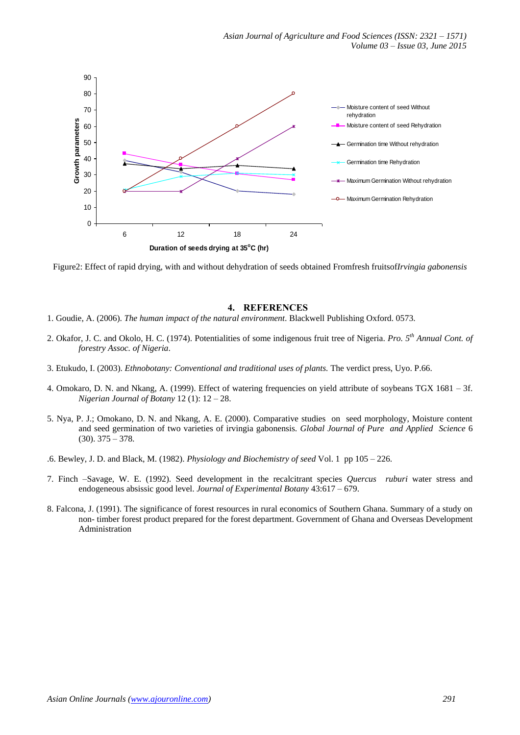90
80
70
60
50
40
30
20
10
0

Growth parameters

6
12
18
24

Duration of seeds drying at 35$^{o}$C (hr)

Moisture content of seed Without rehydration
Moisture content of seed Rehydration
Germination time Without rehydration
Germination time Rehydration
Maximum Germination Without rehydration
Maximum Germination Rehydration

Figure2: Effect of rapid drying, with and without dehydration of seeds obtained Fromfresh fruitsof*Irvingia gabonensis*

## 4. REFERENCES

1. Goudie, A. (2006). *The human impact of the natural environment*. Blackwell Publishing Oxford. 0573.

2. Okafor, J. C. and Okolo, H. C. (1974). Potentialities of some indigenous fruit tree of Nigeria. *Pro. 5$^{th}$ Annual Cont. of forestry Assoc. of Nigeria*.

3. Etukudo, I. (2003). *Ethnobotany: Conventional and traditional uses of plants.* The verdict press, Uyo. P.66.

4. Omokaro, D. N. and Nkang, A. (1999). Effect of watering frequencies on yield attribute of soybeans TGX 1681 – 3f. *Nigerian Journal of Botany* 12 (1): 12 – 28.

5. Nya, P. J.; Omokano, D. N. and Nkang, A. E. (2000). Comparative studies on seed morphology, Moisture content and seed germination of two varieties of irvingia gabonensis. *Global Journal of Pure and Applied Science* 6 (30). 375 – 378.

.6. Bewley, J. D. and Black, M. (1982). *Physiology and Biochemistry of seed* Vol. 1 pp 105 – 226.

7. Finch –Savage, W. E. (1992). Seed development in the recalcitrant species *Quercus ruburi* water stress and endogeneous abisissic good level. *Journal of Experimental Botany* 43:617 – 679.

8. Falcona, J. (1991). The significance of forest resources in rural economics of Southern Ghana. Summary of a study on non- timber forest product prepared for the forest department. Government of Ghana and Overseas Development Administration